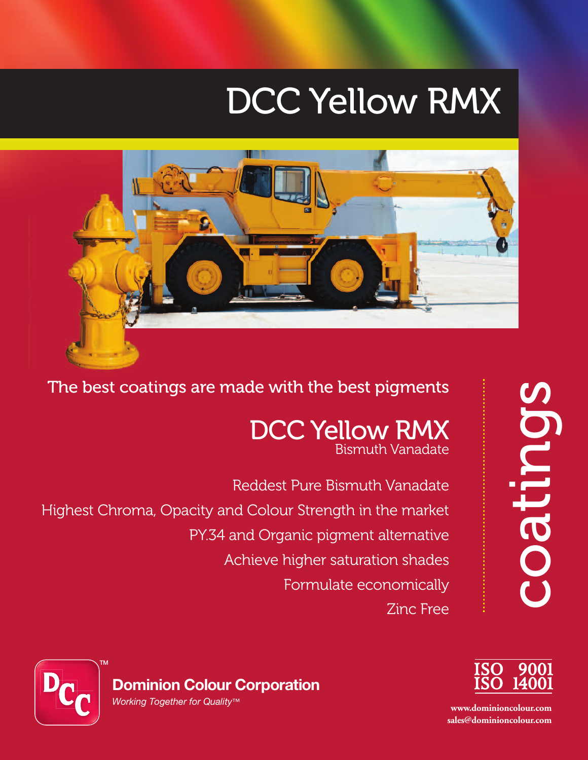# DCC Yellow RMX

The best coatings are made with the best pigments

## DCC Yellow RMX

Bismuth Vanadate

Reddest Pure Bismuth Vanadate

Highest Chroma, Opacity and Colour Strength in the market

PY.34 and Organic pigment alternative

Achieve higher saturation shades

Formulate economically

Zinc Free

coatings

**Dominion Colour Corporation**

*Working Together for Quality™*

ISO 9001
ISO 14001

www.dominioncolour.com
sales@dominioncolour.com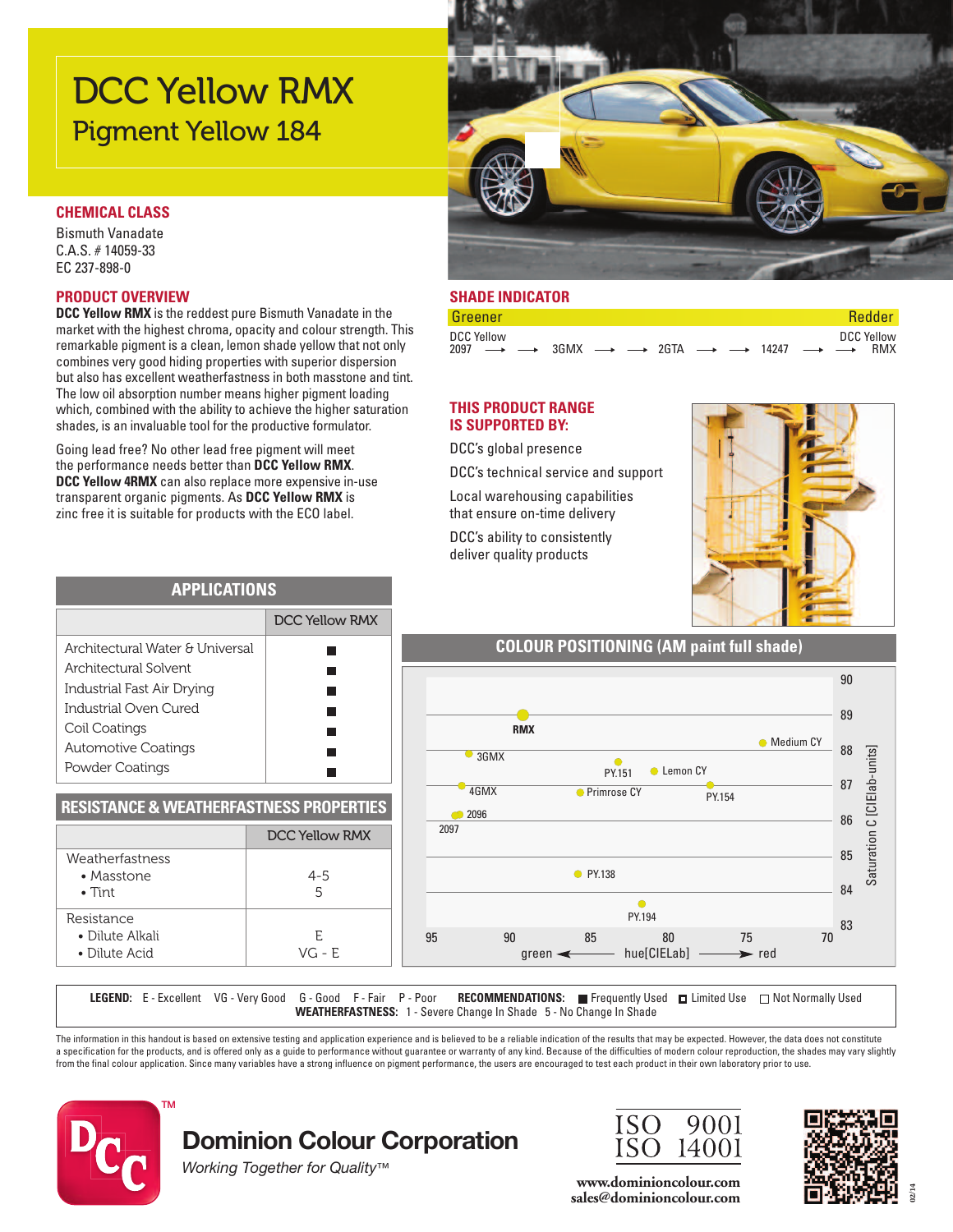# DCC Yellow RMX

## Pigment Yellow 184

### CHEMICAL CLASS

Bismuth Vanadate
C.A.S. # 14059-33
EC 237-898-0

### PRODUCT OVERVIEW

**DCC Yellow RMX** is the reddest pure Bismuth Vanadate in the market with the highest chroma, opacity and colour strength. This remarkable pigment is a clean, lemon shade yellow that not only combines very good hiding properties with superior dispersion but also has excellent weatherfastness in both masstone and tint. The low oil absorption number means higher pigment loading which, combined with the ability to achieve the higher saturation shades, is an invaluable tool for the productive formulator.

Going lead free? No other lead free pigment will meet the performance needs better than **DCC Yellow RMX**. **DCC Yellow 4RMX** can also replace more expensive in-use transparent organic pigments. As **DCC Yellow RMX** is zinc free it is suitable for products with the ECO label.

### SHADE INDICATOR

Greener — Redder

DCC Yellow 2097 ⟶ 3GMX ⟶ 2GTA ⟶ 14247 ⟶ DCC Yellow RMX

### THIS PRODUCT RANGE IS SUPPORTED BY:

DCC's global presence

DCC's technical service and support

Local warehousing capabilities that ensure on-time delivery

DCC's ability to consistently deliver quality products

### APPLICATIONS

| | DCC Yellow RMX |
|---|---|
| Architectural Water & Universal | ■ |
| Architectural Solvent | ■ |
| Industrial Fast Air Drying | ■ |
| Industrial Oven Cured | ■ |
| Coil Coatings | ■ |
| Automotive Coatings | ■ |
| Powder Coatings | ■ |

### COLOUR POSITIONING (AM paint full shade)

RMX
Medium CY
3GMX
PY.151
Lemon CY
4GMX
Primrose CY
PY.154
2096
2097
PY.138
PY.194

95 90 85 80 75 70
green ⟵ hue[CIELab] ⟶ red

90 89 88 87 86 85 84 83
Saturation C [CIELab-units]

### RESISTANCE & WEATHERFASTNESS PROPERTIES

| | DCC Yellow RMX |
|---|---|
| **Weatherfastness** | |
| • Masstone | 4-5 |
| • Tint | 5 |
| **Resistance** | |
| • Dilute Alkali | E |
| • Dilute Acid | VG - E |

**LEGEND:** E - Excellent VG - Very Good G - Good F - Fair P - Poor **RECOMMENDATIONS:** ■ Frequently Used ◘ Limited Use □ Not Normally Used
**WEATHERFASTNESS:** 1 - Severe Change In Shade 5 - No Change In Shade

The information in this handout is based on extensive testing and application experience and is believed to be a reliable indication of the results that may be expected. However, the data does not constitute a specification for the products, and is offered only as a guide to performance without guarantee or warranty of any kind. Because of the difficulties of modern colour reproduction, the shades may vary slightly from the final colour application. Since many variables have a strong influence on pigment performance, the users are encouraged to test each product in their own laboratory prior to use.

**Dominion Colour Corporation**
*Working Together for Quality™*

ISO 9001
ISO 14001

www.dominioncolour.com
sales@dominioncolour.com

02/14